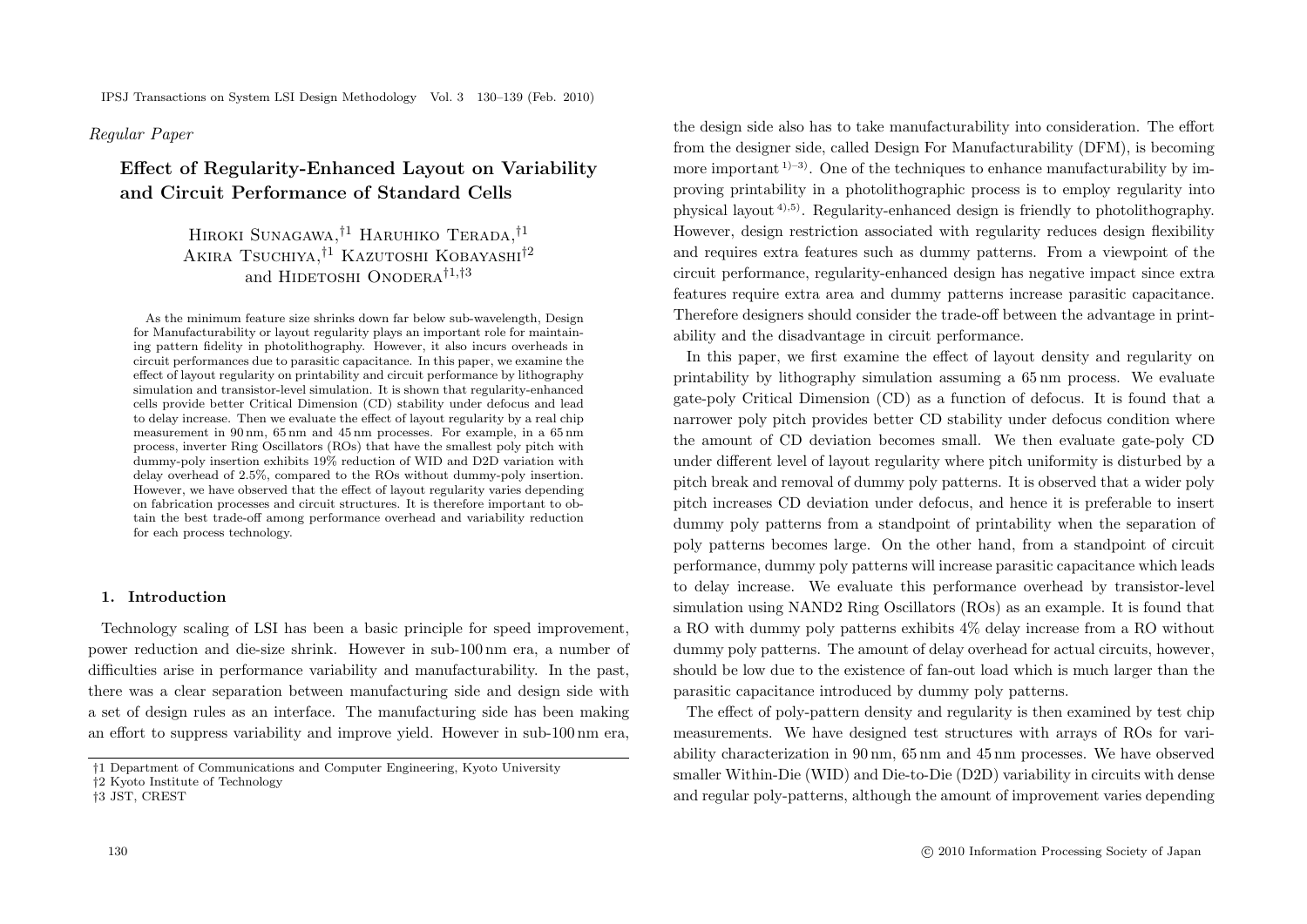*Regular Paper*

# Effect of Regularity-Enhanced Layout on Variability and Circuit Performance of Standard Cells

Hiroki Sunagawa,[†1] Haruhiko Terada,[†1] Akira Tsuchiya,[†1] Kazutoshi Kobayashi[†2] and Hidetoshi Onodera[†1,†3]

As the minimum feature size shrinks down far below sub-wavelength, Design for Manufacturability or layout regularity plays an important role for maintaining pattern fidelity in photolithography. However, it also incurs overheads in circuit performances due to parasitic capacitance. In this paper, we examine the effect of layout regularity on printability and circuit performance by lithography simulation and transistor-level simulation. It is shown that regularity-enhanced cells provide better Critical Dimension (CD) stability under defocus and lead to delay increase. Then we evaluate the effect of layout regularity by a real chip measurement in 90 nm, 65 nm and 45 nm processes. For example, in a 65 nm process, inverter Ring Oscillators (ROs) that have the smallest poly pitch with dummy-poly insertion exhibits 19% reduction of WID and D2D variation with delay overhead of 2.5%, compared to the ROs without dummy-poly insertion. However, we have observed that the effect of layout regularity varies depending on fabrication processes and circuit structures. It is therefore important to obtain the best trade-off among performance overhead and variability reduction for each process technology.

## 1. Introduction

Technology scaling of LSI has been a basic principle for speed improvement, power reduction and die-size shrink. However in sub-100 nm era, a number of difficulties arise in performance variability and manufacturability. In the past, there was a clear separation between manufacturing side and design side with a set of design rules as an interface. The manufacturing side has been making an effort to suppress variability and improve yield. However in sub-100 nm era, the design side also has to take manufacturability into consideration. The effort from the designer side, called Design For Manufacturability (DFM), is becoming more important [1)–3)]. One of the techniques to enhance manufacturability by improving printability in a photolithographic process is to employ regularity into physical layout [4),5)]. Regularity-enhanced design is friendly to photolithography. However, design restriction associated with regularity reduces design flexibility and requires extra features such as dummy patterns. From a viewpoint of the circuit performance, regularity-enhanced design has negative impact since extra features require extra area and dummy patterns increase parasitic capacitance. Therefore designers should consider the trade-off between the advantage in printability and the disadvantage in circuit performance.

In this paper, we first examine the effect of layout density and regularity on printability by lithography simulation assuming a 65 nm process. We evaluate gate-poly Critical Dimension (CD) as a function of defocus. It is found that a narrower poly pitch provides better CD stability under defocus condition where the amount of CD deviation becomes small. We then evaluate gate-poly CD under different level of layout regularity where pitch uniformity is disturbed by a pitch break and removal of dummy poly patterns. It is observed that a wider poly pitch increases CD deviation under defocus, and hence it is preferable to insert dummy poly patterns from a standpoint of printability when the separation of poly patterns becomes large. On the other hand, from a standpoint of circuit performance, dummy poly patterns will increase parasitic capacitance which leads to delay increase. We evaluate this performance overhead by transistor-level simulation using NAND2 Ring Oscillators (ROs) as an example. It is found that a RO with dummy poly patterns exhibits 4% delay increase from a RO without dummy poly patterns. The amount of delay overhead for actual circuits, however, should be low due to the existence of fan-out load which is much larger than the parasitic capacitance introduced by dummy poly patterns.

The effect of poly-pattern density and regularity is then examined by test chip measurements. We have designed test structures with arrays of ROs for variability characterization in 90 nm, 65 nm and 45 nm processes. We have observed smaller Within-Die (WID) and Die-to-Die (D2D) variability in circuits with dense and regular poly-patterns, although the amount of improvement varies depending

†1 Department of Communications and Computer Engineering, Kyoto University
†2 Kyoto Institute of Technology
†3 JST, CREST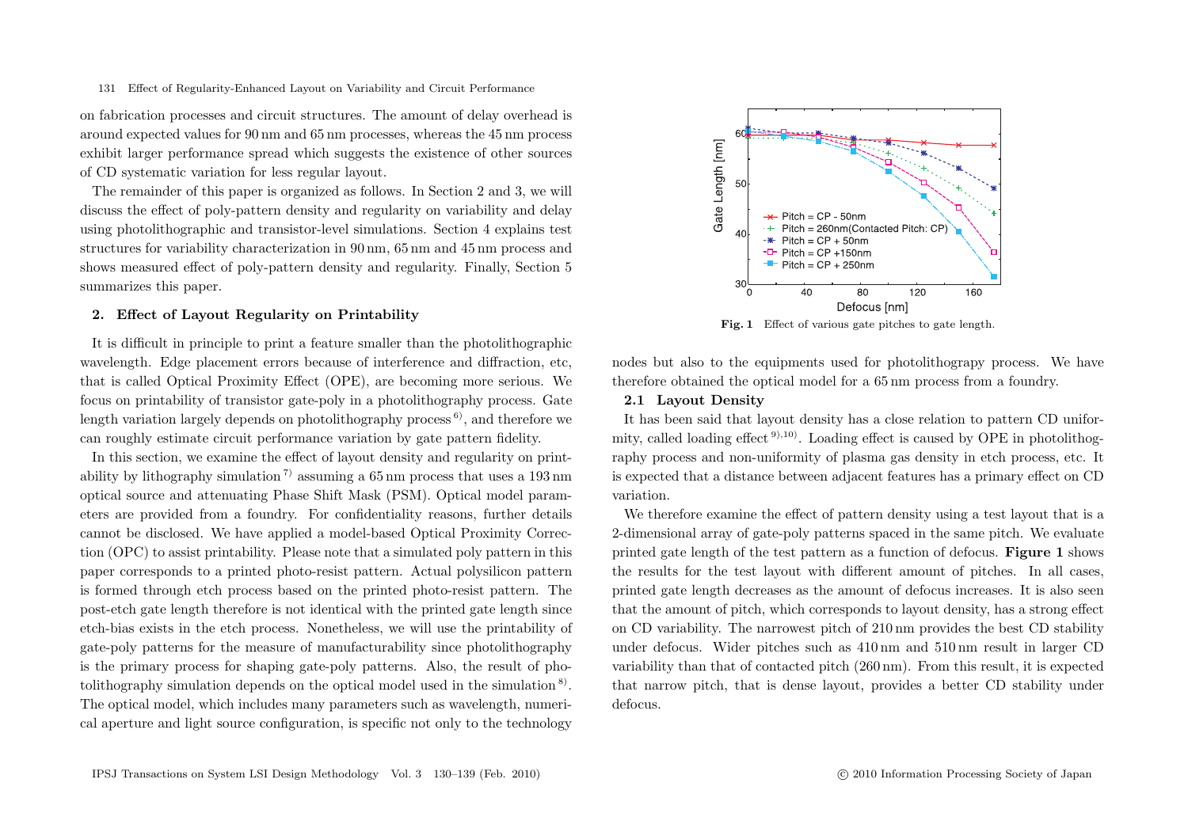on fabrication processes and circuit structures. The amount of delay overhead is around expected values for 90 nm and 65 nm processes, whereas the 45 nm process exhibit larger performance spread which suggests the existence of other sources of CD systematic variation for less regular layout.

The remainder of this paper is organized as follows. In Section 2 and 3, we will discuss the effect of poly-pattern density and regularity on variability and delay using photolithographic and transistor-level simulations. Section 4 explains test structures for variability characterization in 90 nm, 65 nm and 45 nm process and shows measured effect of poly-pattern density and regularity. Finally, Section 5 summarizes this paper.

## 2. Effect of Layout Regularity on Printability

It is difficult in principle to print a feature smaller than the photolithographic wavelength. Edge placement errors because of interference and diffraction, etc, that is called Optical Proximity Effect (OPE), are becoming more serious. We focus on printability of transistor gate-poly in a photolithography process. Gate length variation largely depends on photolithography process [6], and therefore we can roughly estimate circuit performance variation by gate pattern fidelity.

In this section, we examine the effect of layout density and regularity on printability by lithography simulation [7] assuming a 65 nm process that uses a 193 nm optical source and attenuating Phase Shift Mask (PSM). Optical model parameters are provided from a foundry. For confidentiality reasons, further details cannot be disclosed. We have applied a model-based Optical Proximity Correction (OPC) to assist printability. Please note that a simulated poly pattern in this paper corresponds to a printed photo-resist pattern. Actual polysilicon pattern is formed through etch process based on the printed photo-resist pattern. The post-etch gate length therefore is not identical with the printed gate length since etch-bias exists in the etch process. Nonetheless, we will use the printability of gate-poly patterns for the measure of manufacturability since photolithography is the primary process for shaping gate-poly patterns. Also, the result of photolithography simulation depends on the optical model used in the simulation [8]. The optical model, which includes many parameters such as wavelength, numerical aperture and light source configuration, is specific not only to the technology nodes but also to the equipments used for photolithograpy process. We have therefore obtained the optical model for a 65 nm process from a foundry.

**Fig. 1** Effect of various gate pitches to gate length.

### 2.1 Layout Density

It has been said that layout density has a close relation to pattern CD uniformity, called loading effect [9),10]. Loading effect is caused by OPE in photolithography process and non-uniformity of plasma gas density in etch process, etc. It is expected that a distance between adjacent features has a primary effect on CD variation.

We therefore examine the effect of pattern density using a test layout that is a 2-dimensional array of gate-poly patterns spaced in the same pitch. We evaluate printed gate length of the test pattern as a function of defocus. **Figure 1** shows the results for the test layout with different amount of pitches. In all cases, printed gate length decreases as the amount of defocus increases. It is also seen that the amount of pitch, which corresponds to layout density, has a strong effect on CD variability. The narrowest pitch of 210 nm provides the best CD stability under defocus. Wider pitches such as 410 nm and 510 nm result in larger CD variability than that of contacted pitch (260 nm). From this result, it is expected that narrow pitch, that is dense layout, provides a better CD stability under defocus.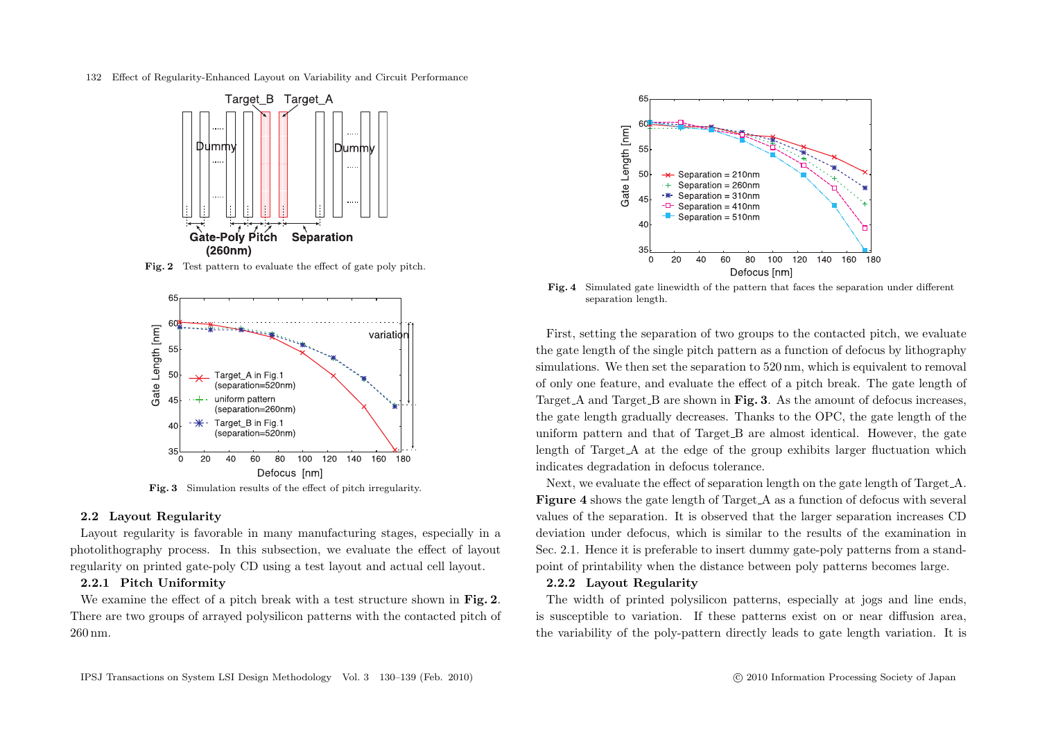Fig. 2 Test pattern to evaluate the effect of gate poly pitch.

Fig. 3 Simulation results of the effect of pitch irregularity.

### 2.2 Layout Regularity

Layout regularity is favorable in many manufacturing stages, especially in a photolithography process. In this subsection, we evaluate the effect of layout regularity on printed gate-poly CD using a test layout and actual cell layout.

#### 2.2.1 Pitch Uniformity

We examine the effect of a pitch break with a test structure shown in **Fig. 2**. There are two groups of arrayed polysilicon patterns with the contacted pitch of 260 nm.

Fig. 4 Simulated gate linewidth of the pattern that faces the separation under different separation length.

First, setting the separation of two groups to the contacted pitch, we evaluate the gate length of the single pitch pattern as a function of defocus by lithography simulations. We then set the separation to 520 nm, which is equivalent to removal of only one feature, and evaluate the effect of a pitch break. The gate length of Target_A and Target_B are shown in **Fig. 3**. As the amount of defocus increases, the gate length gradually decreases. Thanks to the OPC, the gate length of the uniform pattern and that of Target_B are almost identical. However, the gate length of Target_A at the edge of the group exhibits larger fluctuation which indicates degradation in defocus tolerance.

Next, we evaluate the effect of separation length on the gate length of Target_A. **Figure 4** shows the gate length of Target_A as a function of defocus with several values of the separation. It is observed that the larger separation increases CD deviation under defocus, which is similar to the results of the examination in Sec. 2.1. Hence it is preferable to insert dummy gate-poly patterns from a standpoint of printability when the distance between poly patterns becomes large.

#### 2.2.2 Layout Regularity

The width of printed polysilicon patterns, especially at jogs and line ends, is susceptible to variation. If these patterns exist on or near diffusion area, the variability of the poly-pattern directly leads to gate length variation. It is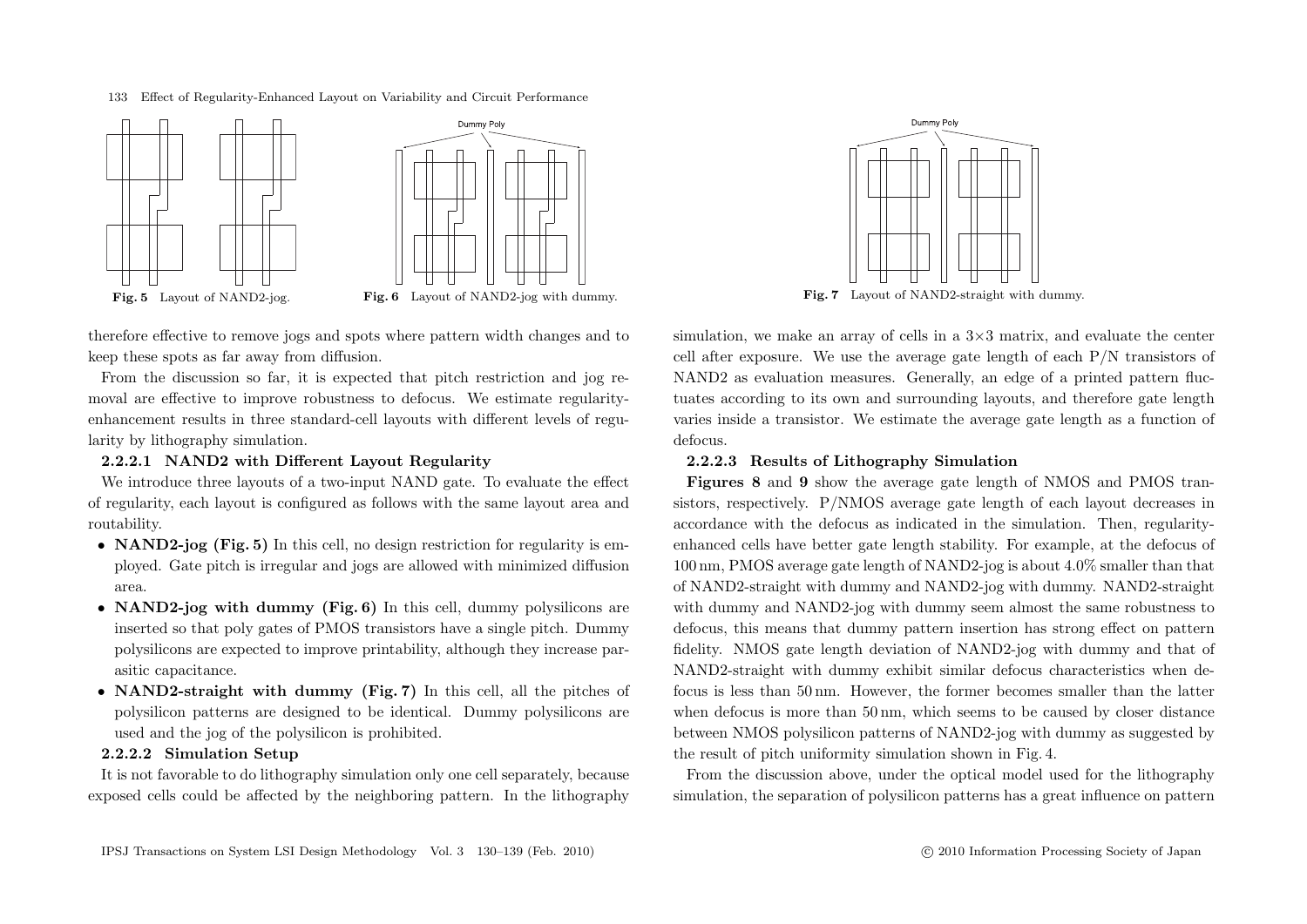Fig. 5 Layout of NAND2-jog.

Fig. 6 Layout of NAND2-jog with dummy.

Fig. 7 Layout of NAND2-straight with dummy.

therefore effective to remove jogs and spots where pattern width changes and to keep these spots as far away from diffusion.

From the discussion so far, it is expected that pitch restriction and jog removal are effective to improve robustness to defocus. We estimate regularity-enhancement results in three standard-cell layouts with different levels of regularity by lithography simulation.

#### 2.2.2.1 NAND2 with Different Layout Regularity

We introduce three layouts of a two-input NAND gate. To evaluate the effect of regularity, each layout is configured as follows with the same layout area and routability.

- **NAND2-jog (Fig. 5)** In this cell, no design restriction for regularity is employed. Gate pitch is irregular and jogs are allowed with minimized diffusion area.
- **NAND2-jog with dummy (Fig. 6)** In this cell, dummy polysilicons are inserted so that poly gates of PMOS transistors have a single pitch. Dummy polysilicons are expected to improve printability, although they increase parasitic capacitance.
- **NAND2-straight with dummy (Fig. 7)** In this cell, all the pitches of polysilicon patterns are designed to be identical. Dummy polysilicons are used and the jog of the polysilicon is prohibited.

#### 2.2.2.2 Simulation Setup

It is not favorable to do lithography simulation only one cell separately, because exposed cells could be affected by the neighboring pattern. In the lithography simulation, we make an array of cells in a 3×3 matrix, and evaluate the center cell after exposure. We use the average gate length of each P/N transistors of NAND2 as evaluation measures. Generally, an edge of a printed pattern fluctuates according to its own and surrounding layouts, and therefore gate length varies inside a transistor. We estimate the average gate length as a function of defocus.

#### 2.2.2.3 Results of Lithography Simulation

**Figures 8** and **9** show the average gate length of NMOS and PMOS transistors, respectively. P/NMOS average gate length of each layout decreases in accordance with the defocus as indicated in the simulation. Then, regularity-enhanced cells have better gate length stability. For example, at the defocus of 100 nm, PMOS average gate length of NAND2-jog is about 4.0% smaller than that of NAND2-straight with dummy and NAND2-jog with dummy. NAND2-straight with dummy and NAND2-jog with dummy seem almost the same robustness to defocus, this means that dummy pattern insertion has strong effect on pattern fidelity. NMOS gate length deviation of NAND2-jog with dummy and that of NAND2-straight with dummy exhibit similar defocus characteristics when defocus is less than 50 nm. However, the former becomes smaller than the latter when defocus is more than 50 nm, which seems to be caused by closer distance between NMOS polysilicon patterns of NAND2-jog with dummy as suggested by the result of pitch uniformity simulation shown in Fig. 4.

From the discussion above, under the optical model used for the lithography simulation, the separation of polysilicon patterns has a great influence on pattern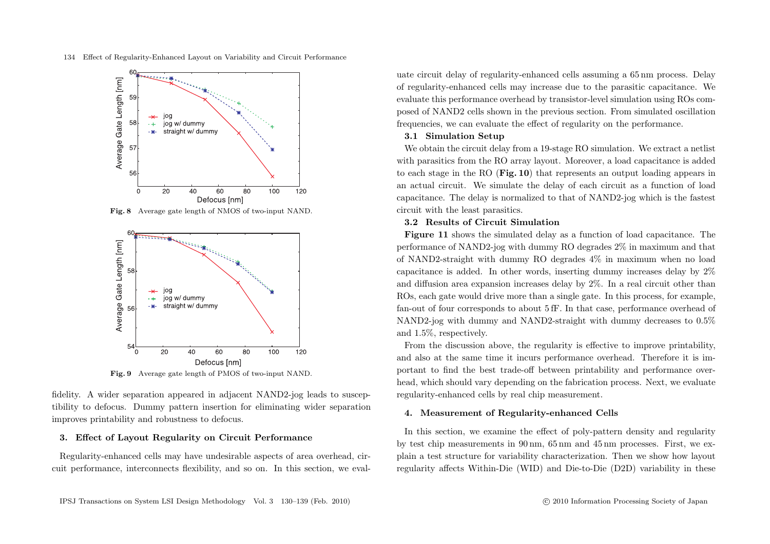Fig. 8 Average gate length of NMOS of two-input NAND.

Fig. 9 Average gate length of PMOS of two-input NAND.

fidelity. A wider separation appeared in adjacent NAND2-jog leads to susceptibility to defocus. Dummy pattern insertion for eliminating wider separation improves printability and robustness to defocus.

## 3. Effect of Layout Regularity on Circuit Performance

Regularity-enhanced cells may have undesirable aspects of area overhead, circuit performance, interconnects flexibility, and so on. In this section, we evaluate circuit delay of regularity-enhanced cells assuming a 65 nm process. Delay of regularity-enhanced cells may increase due to the parasitic capacitance. We evaluate this performance overhead by transistor-level simulation using ROs composed of NAND2 cells shown in the previous section. From simulated oscillation frequencies, we can evaluate the effect of regularity on the performance.

### 3.1 Simulation Setup

We obtain the circuit delay from a 19-stage RO simulation. We extract a netlist with parasitics from the RO array layout. Moreover, a load capacitance is added to each stage in the RO (**Fig. 10**) that represents an output loading appears in an actual circuit. We simulate the delay of each circuit as a function of load capacitance. The delay is normalized to that of NAND2-jog which is the fastest circuit with the least parasitics.

### 3.2 Results of Circuit Simulation

**Figure 11** shows the simulated delay as a function of load capacitance. The performance of NAND2-jog with dummy RO degrades 2% in maximum and that of NAND2-straight with dummy RO degrades 4% in maximum when no load capacitance is added. In other words, inserting dummy increases delay by 2% and diffusion area expansion increases delay by 2%. In a real circuit other than ROs, each gate would drive more than a single gate. In this process, for example, fan-out of four corresponds to about 5 fF. In that case, performance overhead of NAND2-jog with dummy and NAND2-straight with dummy decreases to 0.5% and 1.5%, respectively.

From the discussion above, the regularity is effective to improve printability, and also at the same time it incurs performance overhead. Therefore it is important to find the best trade-off between printability and performance overhead, which should vary depending on the fabrication process. Next, we evaluate regularity-enhanced cells by real chip measurement.

## 4. Measurement of Regularity-enhanced Cells

In this section, we examine the effect of poly-pattern density and regularity by test chip measurements in 90 nm, 65 nm and 45 nm processes. First, we explain a test structure for variability characterization. Then we show how layout regularity affects Within-Die (WID) and Die-to-Die (D2D) variability in these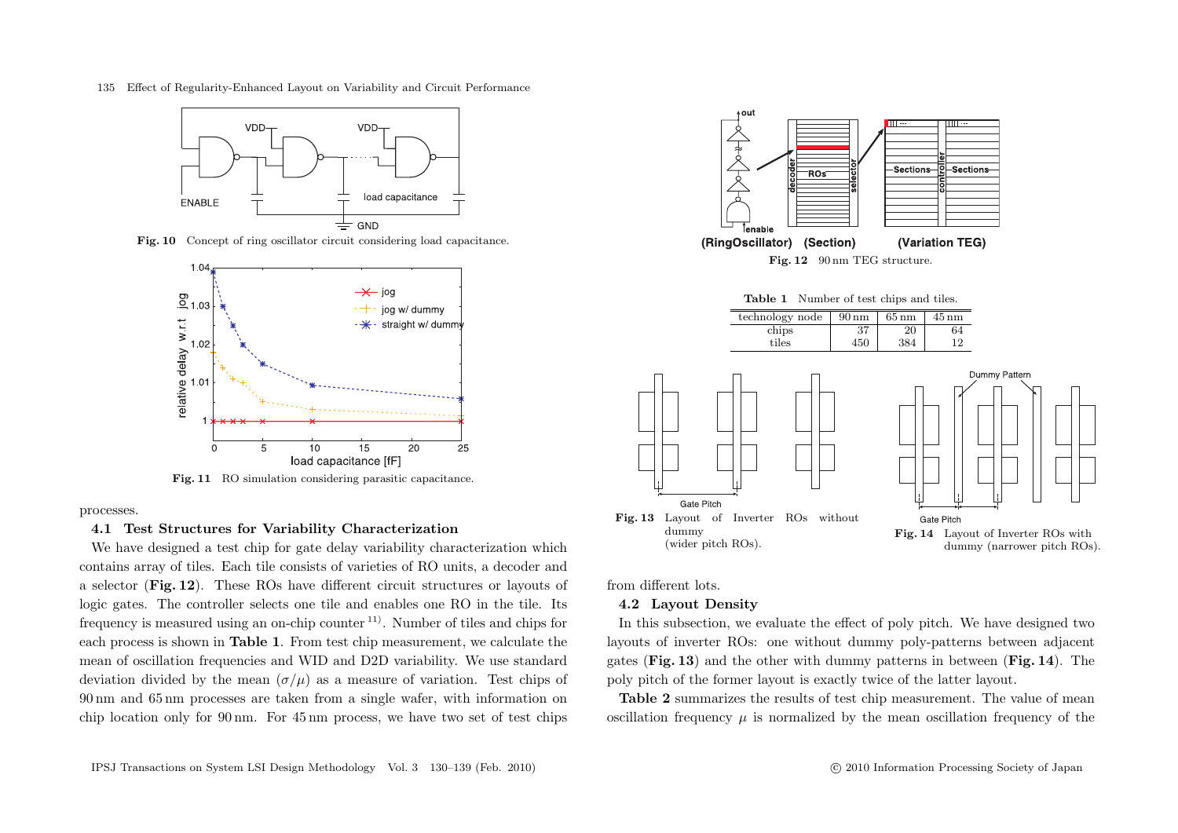Fig. 10 Concept of ring oscillator circuit considering load capacitance.

Fig. 11 RO simulation considering parasitic capacitance.

processes.

### 4.1 Test Structures for Variability Characterization

We have designed a test chip for gate delay variability characterization which contains array of tiles. Each tile consists of varieties of RO units, a decoder and a selector (**Fig. 12**). These ROs have different circuit structures or layouts of logic gates. The controller selects one tile and enables one RO in the tile. Its frequency is measured using an on-chip counter [11]. Number of tiles and chips for each process is shown in **Table 1**. From test chip measurement, we calculate the mean of oscillation frequencies and WID and D2D variability. We use standard deviation divided by the mean ($\sigma/\mu$) as a measure of variation. Test chips of 90 nm and 65 nm processes are taken from a single wafer, with information on chip location only for 90 nm. For 45 nm process, we have two set of test chips from different lots.

Fig. 12 90 nm TEG structure.

**Table 1** Number of test chips and tiles.

| technology node | 90 nm | 65 nm | 45 nm |
|---|---|---|---|
| chips | 37 | 20 | 64 |
| tiles | 450 | 384 | 12 |

Fig. 13 Layout of Inverter ROs without dummy (wider pitch ROs).

Fig. 14 Layout of Inverter ROs with dummy (narrower pitch ROs).

### 4.2 Layout Density

In this subsection, we evaluate the effect of poly pitch. We have designed two layouts of inverter ROs: one without dummy poly-patterns between adjacent gates (**Fig. 13**) and the other with dummy patterns in between (**Fig. 14**). The poly pitch of the former layout is exactly twice of the latter layout.

**Table 2** summarizes the results of test chip measurement. The value of mean oscillation frequency $\mu$ is normalized by the mean oscillation frequency of the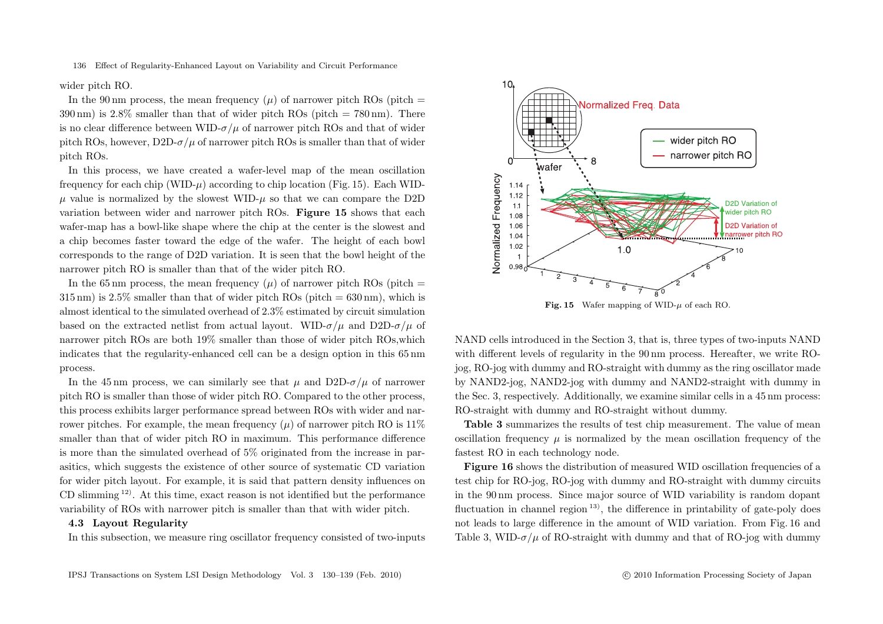wider pitch RO.

In the 90 nm process, the mean frequency ($\mu$) of narrower pitch ROs (pitch = 390 nm) is 2.8% smaller than that of wider pitch ROs (pitch = 780 nm). There is no clear difference between WID-$\sigma/\mu$ of narrower pitch ROs and that of wider pitch ROs, however, D2D-$\sigma/\mu$ of narrower pitch ROs is smaller than that of wider pitch ROs.

In this process, we have created a wafer-level map of the mean oscillation frequency for each chip (WID-$\mu$) according to chip location (Fig. 15). Each WID-$\mu$ value is normalized by the slowest WID-$\mu$ so that we can compare the D2D variation between wider and narrower pitch ROs. **Figure 15** shows that each wafer-map has a bowl-like shape where the chip at the center is the slowest and a chip becomes faster toward the edge of the wafer. The height of each bowl corresponds to the range of D2D variation. It is seen that the bowl height of the narrower pitch RO is smaller than that of the wider pitch RO.

In the 65 nm process, the mean frequency ($\mu$) of narrower pitch ROs (pitch = 315 nm) is 2.5% smaller than that of wider pitch ROs (pitch = 630 nm), which is almost identical to the simulated overhead of 2.3% estimated by circuit simulation based on the extracted netlist from actual layout. WID-$\sigma/\mu$ and D2D-$\sigma/\mu$ of narrower pitch ROs are both 19% smaller than those of wider pitch ROs,which indicates that the regularity-enhanced cell can be a design option in this 65 nm process.

In the 45 nm process, we can similarly see that $\mu$ and D2D-$\sigma/\mu$ of narrower pitch RO is smaller than those of wider pitch RO. Compared to the other process, this process exhibits larger performance spread between ROs with wider and narrower pitches. For example, the mean frequency ($\mu$) of narrower pitch RO is 11% smaller than that of wider pitch RO in maximum. This performance difference is more than the simulated overhead of 5% originated from the increase in parasitics, which suggests the existence of other source of systematic CD variation for wider pitch layout. For example, it is said that pattern density influences on CD slimming [12]. At this time, exact reason is not identified but the performance variability of ROs with narrower pitch is smaller than that with wider pitch.

### 4.3 Layout Regularity

In this subsection, we measure ring oscillator frequency consisted of two-inputs NAND cells introduced in the Section 3, that is, three types of two-inputs NAND with different levels of regularity in the 90 nm process. Hereafter, we write RO-jog, RO-jog with dummy and RO-straight with dummy as the ring oscillator made by NAND2-jog, NAND2-jog with dummy and NAND2-straight with dummy in the Sec. 3, respectively. Additionally, we examine similar cells in a 45 nm process: RO-straight with dummy and RO-straight without dummy.

**Fig. 15** Wafer mapping of WID-$\mu$ of each RO.

**Table 3** summarizes the results of test chip measurement. The value of mean oscillation frequency $\mu$ is normalized by the mean oscillation frequency of the fastest RO in each technology node.

**Figure 16** shows the distribution of measured WID oscillation frequencies of a test chip for RO-jog, RO-jog with dummy and RO-straight with dummy circuits in the 90 nm process. Since major source of WID variability is random dopant fluctuation in channel region [13], the difference in printability of gate-poly does not leads to large difference in the amount of WID variation. From Fig. 16 and Table 3, WID-$\sigma/\mu$ of RO-straight with dummy and that of RO-jog with dummy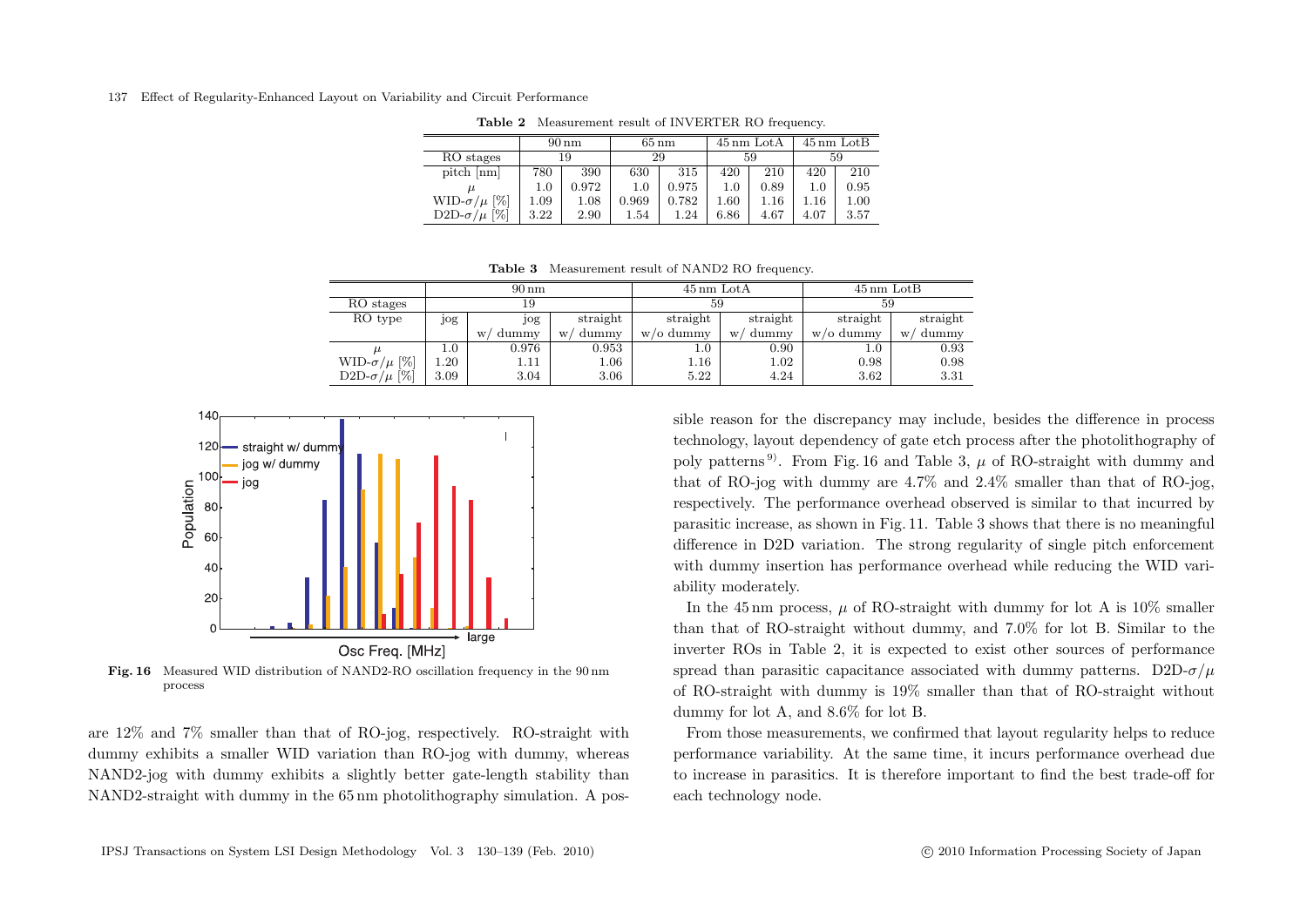**Table 2** Measurement result of INVERTER RO frequency.

| | 90 nm | | 65 nm | | 45 nm LotA | | 45 nm LotB | |
|---|---|---|---|---|---|---|---|---|
| RO stages | 19 | | 29 | | 59 | | 59 | |
| pitch [nm] | 780 | 390 | 630 | 315 | 420 | 210 | 420 | 210 |
| $\mu$ | 1.0 | 0.972 | 1.0 | 0.975 | 1.0 | 0.89 | 1.0 | 0.95 |
| WID-$\sigma/\mu$ [%] | 1.09 | 1.08 | 0.969 | 0.782 | 1.60 | 1.16 | 1.16 | 1.00 |
| D2D-$\sigma/\mu$ [%] | 3.22 | 2.90 | 1.54 | 1.24 | 6.86 | 4.67 | 4.07 | 3.57 |

**Table 3** Measurement result of NAND2 RO frequency.

| | 90 nm | | | 45 nm LotA | | 45 nm LotB | |
|---|---|---|---|---|---|---|---|
| RO stages | 19 | | | 59 | | 59 | |
| RO type | jog | jog w/ dummy | straight w/ dummy | straight w/o dummy | straight w/ dummy | straight w/o dummy | straight w/ dummy |
| $\mu$ | 1.0 | 0.976 | 0.953 | 1.0 | 0.90 | 1.0 | 0.93 |
| WID-$\sigma/\mu$ [%] | 1.20 | 1.11 | 1.06 | 1.16 | 1.02 | 0.98 | 0.98 |
| D2D-$\sigma/\mu$ [%] | 3.09 | 3.04 | 3.06 | 5.22 | 4.24 | 3.62 | 3.31 |

**Fig. 16** Measured WID distribution of NAND2-RO oscillation frequency in the 90 nm process

are 12% and 7% smaller than that of RO-jog, respectively. RO-straight with dummy exhibits a smaller WID variation than RO-jog with dummy, whereas NAND2-jog with dummy exhibits a slightly better gate-length stability than NAND2-straight with dummy in the 65 nm photolithography simulation. A possible reason for the discrepancy may include, besides the difference in process technology, layout dependency of gate etch process after the photolithography of poly patterns [9]. From Fig. 16 and Table 3, $\mu$ of RO-straight with dummy and that of RO-jog with dummy are 4.7% and 2.4% smaller than that of RO-jog, respectively. The performance overhead observed is similar to that incurred by parasitic increase, as shown in Fig. 11. Table 3 shows that there is no meaningful difference in D2D variation. The strong regularity of single pitch enforcement with dummy insertion has performance overhead while reducing the WID variability moderately.

In the 45 nm process, $\mu$ of RO-straight with dummy for lot A is 10% smaller than that of RO-straight without dummy, and 7.0% for lot B. Similar to the inverter ROs in Table 2, it is expected to exist other sources of performance spread than parasitic capacitance associated with dummy patterns. D2D-$\sigma/\mu$ of RO-straight with dummy is 19% smaller than that of RO-straight without dummy for lot A, and 8.6% for lot B.

From those measurements, we confirmed that layout regularity helps to reduce performance variability. At the same time, it incurs performance overhead due to increase in parasitics. It is therefore important to find the best trade-off for each technology node.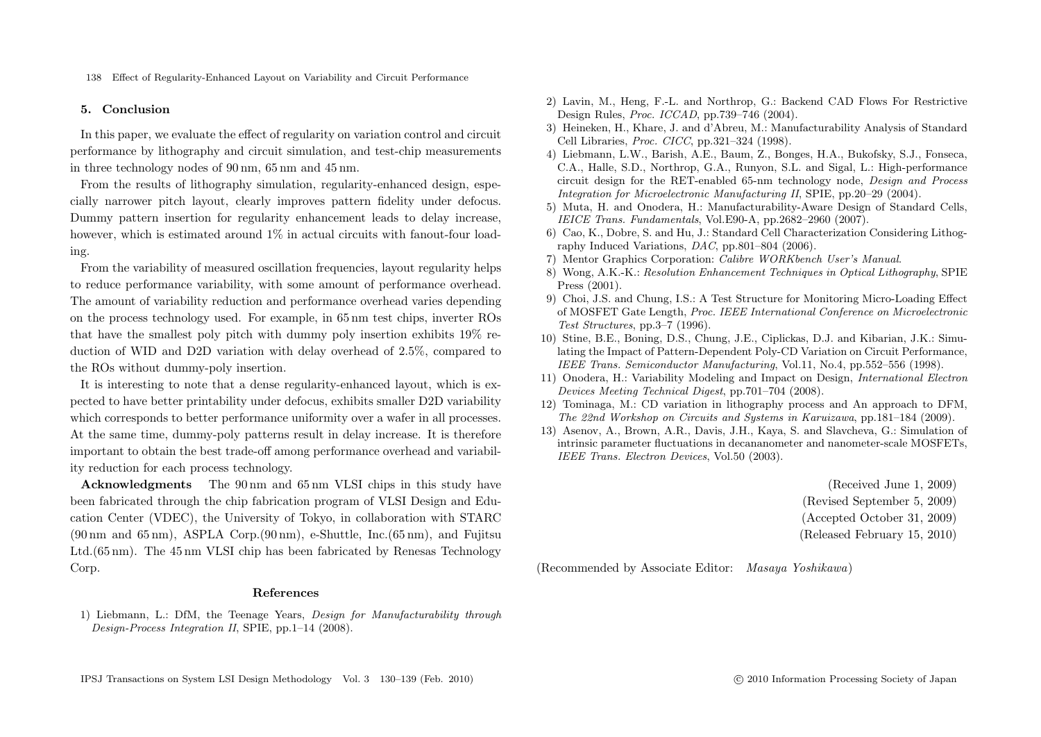## 5. Conclusion

In this paper, we evaluate the effect of regularity on variation control and circuit performance by lithography and circuit simulation, and test-chip measurements in three technology nodes of 90 nm, 65 nm and 45 nm.

From the results of lithography simulation, regularity-enhanced design, especially narrower pitch layout, clearly improves pattern fidelity under defocus. Dummy pattern insertion for regularity enhancement leads to delay increase, however, which is estimated around 1% in actual circuits with fanout-four loading.

From the variability of measured oscillation frequencies, layout regularity helps to reduce performance variability, with some amount of performance overhead. The amount of variability reduction and performance overhead varies depending on the process technology used. For example, in 65 nm test chips, inverter ROs that have the smallest poly pitch with dummy poly insertion exhibits 19% reduction of WID and D2D variation with delay overhead of 2.5%, compared to the ROs without dummy-poly insertion.

It is interesting to note that a dense regularity-enhanced layout, which is expected to have better printability under defocus, exhibits smaller D2D variability which corresponds to better performance uniformity over a wafer in all processes. At the same time, dummy-poly patterns result in delay increase. It is therefore important to obtain the best trade-off among performance overhead and variability reduction for each process technology.

**Acknowledgments** The 90 nm and 65 nm VLSI chips in this study have been fabricated through the chip fabrication program of VLSI Design and Education Center (VDEC), the University of Tokyo, in collaboration with STARC (90 nm and 65 nm), ASPLA Corp.(90 nm), e-Shuttle, Inc.(65 nm), and Fujitsu Ltd.(65 nm). The 45 nm VLSI chip has been fabricated by Renesas Technology Corp.

### References

1) Liebmann, L.: DfM, the Teenage Years, *Design for Manufacturability through Design-Process Integration II*, SPIE, pp.1–14 (2008).
2) Lavin, M., Heng, F.-L. and Northrop, G.: Backend CAD Flows For Restrictive Design Rules, *Proc. ICCAD*, pp.739–746 (2004).
3) Heineken, H., Khare, J. and d'Abreu, M.: Manufacturability Analysis of Standard Cell Libraries, *Proc. CICC*, pp.321–324 (1998).
4) Liebmann, L.W., Barish, A.E., Baum, Z., Bonges, H.A., Bukofsky, S.J., Fonseca, C.A., Halle, S.D., Northrop, G.A., Runyon, S.L. and Sigal, L.: High-performance circuit design for the RET-enabled 65-nm technology node, *Design and Process Integration for Microelectronic Manufacturing II*, SPIE, pp.20–29 (2004).
5) Muta, H. and Onodera, H.: Manufacturability-Aware Design of Standard Cells, *IEICE Trans. Fundamentals*, Vol.E90-A, pp.2682–2960 (2007).
6) Cao, K., Dobre, S. and Hu, J.: Standard Cell Characterization Considering Lithography Induced Variations, *DAC*, pp.801–804 (2006).
7) Mentor Graphics Corporation: *Calibre WORKbench User's Manual*.
8) Wong, A.K.-K.: *Resolution Enhancement Techniques in Optical Lithography*, SPIE Press (2001).
9) Choi, J.S. and Chung, I.S.: A Test Structure for Monitoring Micro-Loading Effect of MOSFET Gate Length, *Proc. IEEE International Conference on Microelectronic Test Structures*, pp.3–7 (1996).
10) Stine, B.E., Boning, D.S., Chung, J.E., Ciplickas, D.J. and Kibarian, J.K.: Simulating the Impact of Pattern-Dependent Poly-CD Variation on Circuit Performance, *IEEE Trans. Semiconductor Manufacturing*, Vol.11, No.4, pp.552–556 (1998).
11) Onodera, H.: Variability Modeling and Impact on Design, *International Electron Devices Meeting Technical Digest*, pp.701–704 (2008).
12) Tominaga, M.: CD variation in lithography process and An approach to DFM, *The 22nd Workshop on Circuits and Systems in Karuizawa*, pp.181–184 (2009).
13) Asenov, A., Brown, A.R., Davis, J.H., Kaya, S. and Slavcheva, G.: Simulation of intrinsic parameter fluctuations in decananometer and nanometer-scale MOSFETs, *IEEE Trans. Electron Devices*, Vol.50 (2003).

(Received June 1, 2009)
(Revised September 5, 2009)
(Accepted October 31, 2009)
(Released February 15, 2010)

(Recommended by Associate Editor: *Masaya Yoshikawa*)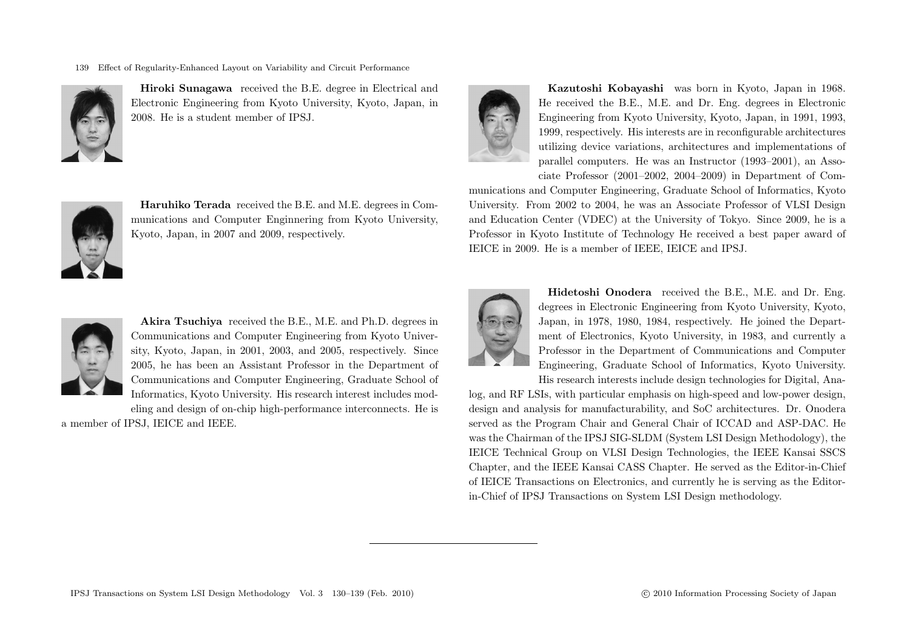**Hiroki Sunagawa** received the B.E. degree in Electrical and Electronic Engineering from Kyoto University, Kyoto, Japan, in 2008. He is a student member of IPSJ.

**Haruhiko Terada** received the B.E. and M.E. degrees in Communications and Computer Enginnering from Kyoto University, Kyoto, Japan, in 2007 and 2009, respectively.

**Akira Tsuchiya** received the B.E., M.E. and Ph.D. degrees in Communications and Computer Engineering from Kyoto University, Kyoto, Japan, in 2001, 2003, and 2005, respectively. Since 2005, he has been an Assistant Professor in the Department of Communications and Computer Engineering, Graduate School of Informatics, Kyoto University. His research interest includes modeling and design of on-chip high-performance interconnects. He is a member of IPSJ, IEICE and IEEE.

**Kazutoshi Kobayashi** was born in Kyoto, Japan in 1968. He received the B.E., M.E. and Dr. Eng. degrees in Electronic Engineering from Kyoto University, Kyoto, Japan, in 1991, 1993, 1999, respectively. His interests are in reconfigurable architectures utilizing device variations, architectures and implementations of parallel computers. He was an Instructor (1993–2001), an Associate Professor (2001–2002, 2004–2009) in Department of Communications and Computer Engineering, Graduate School of Informatics, Kyoto University. From 2002 to 2004, he was an Associate Professor of VLSI Design and Education Center (VDEC) at the University of Tokyo. Since 2009, he is a Professor in Kyoto Institute of Technology He received a best paper award of IEICE in 2009. He is a member of IEEE, IEICE and IPSJ.

**Hidetoshi Onodera** received the B.E., M.E. and Dr. Eng. degrees in Electronic Engineering from Kyoto University, Kyoto, Japan, in 1978, 1980, 1984, respectively. He joined the Department of Electronics, Kyoto University, in 1983, and currently a Professor in the Department of Communications and Computer Engineering, Graduate School of Informatics, Kyoto University. His research interests include design technologies for Digital, Analog, and RF LSIs, with particular emphasis on high-speed and low-power design, design and analysis for manufacturability, and SoC architectures. Dr. Onodera served as the Program Chair and General Chair of ICCAD and ASP-DAC. He was the Chairman of the IPSJ SIG-SLDM (System LSI Design Methodology), the IEICE Technical Group on VLSI Design Technologies, the IEEE Kansai SSCS Chapter, and the IEEE Kansai CASS Chapter. He served as the Editor-in-Chief of IEICE Transactions on Electronics, and currently he is serving as the Editor-in-Chief of IPSJ Transactions on System LSI Design methodology.